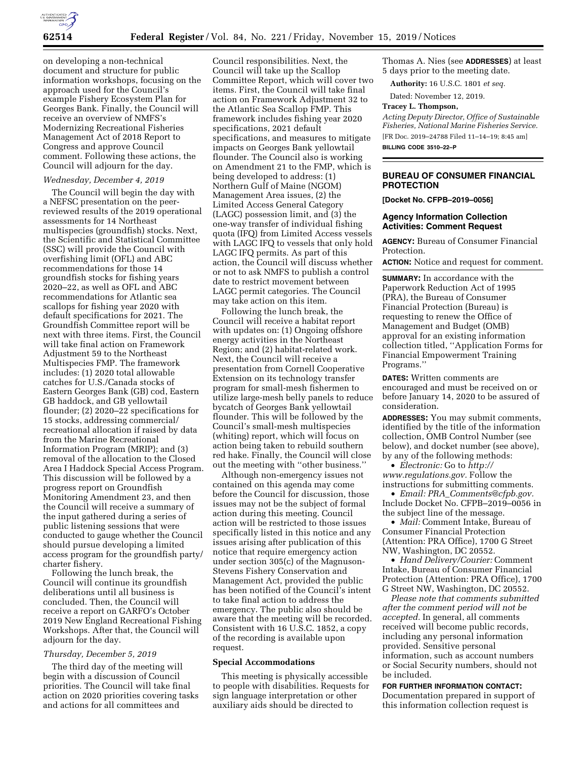on developing a non-technical document and structure for public information workshops, focusing on the approach used for the Council's example Fishery Ecosystem Plan for Georges Bank. Finally, the Council will receive an overview of NMFS's Modernizing Recreational Fisheries Management Act of 2018 Report to Congress and approve Council comment. Following these actions, the Council will adjourn for the day.

*Wednesday, December 4, 2019*

The Council will begin the day with a NEFSC presentation on the peer-reviewed results of the 2019 operational assessments for 14 Northeast multispecies (groundfish) stocks. Next, the Scientific and Statistical Committee (SSC) will provide the Council with overfishing limit (OFL) and ABC recommendations for those 14 groundfish stocks for fishing years 2020–22, as well as OFL and ABC recommendations for Atlantic sea scallops for fishing year 2020 with default specifications for 2021. The Groundfish Committee report will be next with three items. First, the Council will take final action on Framework Adjustment 59 to the Northeast Multispecies FMP. The framework includes: (1) 2020 total allowable catches for U.S./Canada stocks of Eastern Georges Bank (GB) cod, Eastern GB haddock, and GB yellowtail flounder; (2) 2020–22 specifications for 15 stocks, addressing commercial/recreational allocation if raised by data from the Marine Recreational Information Program (MRIP); and (3) removal of the allocation to the Closed Area I Haddock Special Access Program. This discussion will be followed by a progress report on Groundfish Monitoring Amendment 23, and then the Council will receive a summary of the input gathered during a series of public listening sessions that were conducted to gauge whether the Council should pursue developing a limited access program for the groundfish party/charter fishery.

Following the lunch break, the Council will continue its groundfish deliberations until all business is concluded. Then, the Council will receive a report on GARFO's October 2019 New England Recreational Fishing Workshops. After that, the Council will adjourn for the day.

*Thursday, December 5, 2019*

The third day of the meeting will begin with a discussion of Council priorities. The Council will take final action on 2020 priorities covering tasks and actions for all committees and Council responsibilities. Next, the Council will take up the Scallop Committee Report, which will cover two items. First, the Council will take final action on Framework Adjustment 32 to the Atlantic Sea Scallop FMP. This framework includes fishing year 2020 specifications, 2021 default specifications, and measures to mitigate impacts on Georges Bank yellowtail flounder. The Council also is working on Amendment 21 to the FMP, which is being developed to address: (1) Northern Gulf of Maine (NGOM) Management Area issues, (2) the Limited Access General Category (LAGC) possession limit, and (3) the one-way transfer of individual fishing quota (IFQ) from Limited Access vessels with LAGC IFQ to vessels that only hold LAGC IFQ permits. As part of this action, the Council will discuss whether or not to ask NMFS to publish a control date to restrict movement between LAGC permit categories. The Council may take action on this item.

Following the lunch break, the Council will receive a habitat report with updates on: (1) Ongoing offshore energy activities in the Northeast Region; and (2) habitat-related work. Next, the Council will receive a presentation from Cornell Cooperative Extension on its technology transfer program for small-mesh fishermen to utilize large-mesh belly panels to reduce bycatch of Georges Bank yellowtail flounder. This will be followed by the Council's small-mesh multispecies (whiting) report, which will focus on action being taken to rebuild southern red hake. Finally, the Council will close out the meeting with "other business."

Although non-emergency issues not contained on this agenda may come before the Council for discussion, those issues may not be the subject of formal action during this meeting. Council action will be restricted to those issues specifically listed in this notice and any issues arising after publication of this notice that require emergency action under section 305(c) of the Magnuson-Stevens Fishery Conservation and Management Act, provided the public has been notified of the Council's intent to take final action to address the emergency. The public also should be aware that the meeting will be recorded. Consistent with 16 U.S.C. 1852, a copy of the recording is available upon request.

## Special Accommodations

This meeting is physically accessible to people with disabilities. Requests for sign language interpretation or other auxiliary aids should be directed to Thomas A. Nies (see **ADDRESSES**) at least 5 days prior to the meeting date.

**Authority:** 16 U.S.C. 1801 *et seq.*

Dated: November 12, 2019.

**Tracey L. Thompson,**

*Acting Deputy Director, Office of Sustainable Fisheries, National Marine Fisheries Service.*

[FR Doc. 2019–24788 Filed 11–14–19; 8:45 am]

**BILLING CODE 3510–22–P**

## BUREAU OF CONSUMER FINANCIAL PROTECTION

**[Docket No. CFPB–2019–0056]**

### Agency Information Collection Activities: Comment Request

**AGENCY:** Bureau of Consumer Financial Protection.

**ACTION:** Notice and request for comment.

**SUMMARY:** In accordance with the Paperwork Reduction Act of 1995 (PRA), the Bureau of Consumer Financial Protection (Bureau) is requesting to renew the Office of Management and Budget (OMB) approval for an existing information collection titled, "Application Forms for Financial Empowerment Training Programs."

**DATES:** Written comments are encouraged and must be received on or before January 14, 2020 to be assured of consideration.

**ADDRESSES:** You may submit comments, identified by the title of the information collection, OMB Control Number (see below), and docket number (see above), by any of the following methods:

- *Electronic:* Go to *http://www.regulations.gov.* Follow the instructions for submitting comments.
- *Email: PRA_Comments@cfpb.gov.* Include Docket No. CFPB–2019–0056 in the subject line of the message.
- *Mail:* Comment Intake, Bureau of Consumer Financial Protection (Attention: PRA Office), 1700 G Street NW, Washington, DC 20552.
- *Hand Delivery/Courier:* Comment Intake, Bureau of Consumer Financial Protection (Attention: PRA Office), 1700 G Street NW, Washington, DC 20552.

*Please note that comments submitted after the comment period will not be accepted.* In general, all comments received will become public records, including any personal information provided. Sensitive personal information, such as account numbers or Social Security numbers, should not be included.

**FOR FURTHER INFORMATION CONTACT:** Documentation prepared in support of this information collection request is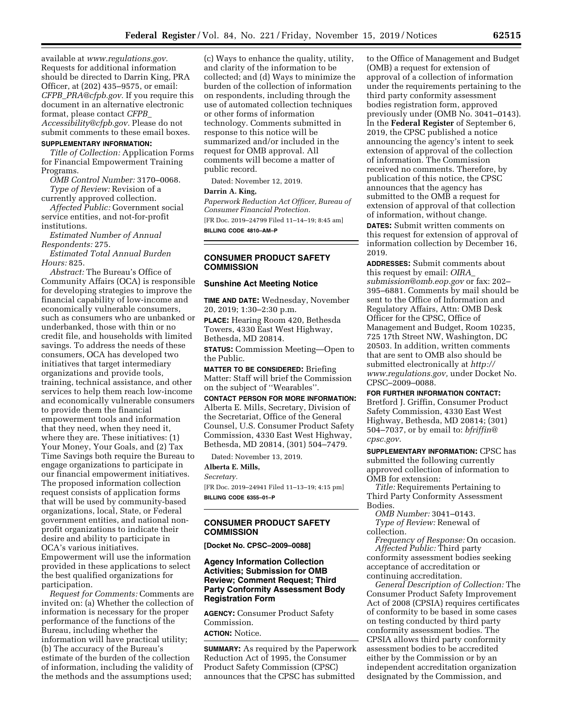available at *www.regulations.gov.* Requests for additional information should be directed to Darrin King, PRA Officer, at (202) 435–9575, or email: *CFPB_PRA@cfpb.gov.* If you require this document in an alternative electronic format, please contact *CFPB_Accessibility@cfpb.gov.* Please do not submit comments to these email boxes.

**SUPPLEMENTARY INFORMATION:**

*Title of Collection:* Application Forms for Financial Empowerment Training Programs.

*OMB Control Number:* 3170–0068.

*Type of Review:* Revision of a currently approved collection.

*Affected Public:* Government social service entities, and not-for-profit institutions.

*Estimated Number of Annual Respondents:* 275.

*Estimated Total Annual Burden Hours:* 825.

*Abstract:* The Bureau's Office of Community Affairs (OCA) is responsible for developing strategies to improve the financial capability of low-income and economically vulnerable consumers, such as consumers who are unbanked or underbanked, those with thin or no credit file, and households with limited savings. To address the needs of these consumers, OCA has developed two initiatives that target intermediary organizations and provide tools, training, technical assistance, and other services to help them reach low-income and economically vulnerable consumers to provide them the financial empowerment tools and information that they need, when they need it, where they are. These initiatives: (1) Your Money, Your Goals, and (2) Tax Time Savings both require the Bureau to engage organizations to participate in our financial empowerment initiatives. The proposed information collection request consists of application forms that will be used by community-based organizations, local, State, or Federal government entities, and national non-profit organizations to indicate their desire and ability to participate in OCA's various initiatives. Empowerment will use the information provided in these applications to select the best qualified organizations for participation.

*Request for Comments:* Comments are invited on: (a) Whether the collection of information is necessary for the proper performance of the functions of the Bureau, including whether the information will have practical utility; (b) The accuracy of the Bureau's estimate of the burden of the collection of information, including the validity of the methods and the assumptions used; (c) Ways to enhance the quality, utility, and clarity of the information to be collected; and (d) Ways to minimize the burden of the collection of information on respondents, including through the use of automated collection techniques or other forms of information technology. Comments submitted in response to this notice will be summarized and/or included in the request for OMB approval. All comments will become a matter of public record.

Dated: November 12, 2019.

**Darrin A. King,**

*Paperwork Reduction Act Officer, Bureau of Consumer Financial Protection.*

[FR Doc. 2019–24799 Filed 11–14–19; 8:45 am]

**BILLING CODE 4810–AM–P**

## CONSUMER PRODUCT SAFETY COMMISSION

### Sunshine Act Meeting Notice

**TIME AND DATE:** Wednesday, November 20, 2019; 1:30–2:30 p.m.

**PLACE:** Hearing Room 420, Bethesda Towers, 4330 East West Highway, Bethesda, MD 20814.

**STATUS:** Commission Meeting—Open to the Public.

**MATTER TO BE CONSIDERED:** Briefing Matter: Staff will brief the Commission on the subject of ''Wearables''.

**CONTACT PERSON FOR MORE INFORMATION:** Alberta E. Mills, Secretary, Division of the Secretariat, Office of the General Counsel, U.S. Consumer Product Safety Commission, 4330 East West Highway, Bethesda, MD 20814, (301) 504–7479.

Dated: November 13, 2019.

**Alberta E. Mills,**

*Secretary.*

[FR Doc. 2019–24941 Filed 11–13–19; 4:15 pm]

**BILLING CODE 6355–01–P**

## CONSUMER PRODUCT SAFETY COMMISSION

**[Docket No. CPSC–2009–0088]**

### Agency Information Collection Activities; Submission for OMB Review; Comment Request; Third Party Conformity Assessment Body Registration Form

**AGENCY:** Consumer Product Safety Commission.

**ACTION:** Notice.

**SUMMARY:** As required by the Paperwork Reduction Act of 1995, the Consumer Product Safety Commission (CPSC) announces that the CPSC has submitted to the Office of Management and Budget (OMB) a request for extension of approval of a collection of information under the requirements pertaining to the third party conformity assessment bodies registration form, approved previously under (OMB No. 3041–0143). In the **Federal Register** of September 6, 2019, the CPSC published a notice announcing the agency's intent to seek extension of approval of the collection of information. The Commission received no comments. Therefore, by publication of this notice, the CPSC announces that the agency has submitted to the OMB a request for extension of approval of that collection of information, without change.

**DATES:** Submit written comments on this request for extension of approval of information collection by December 16, 2019.

**ADDRESSES:** Submit comments about this request by email: *OIRA_submission@omb.eop.gov* or fax: 202–395–6881. Comments by mail should be sent to the Office of Information and Regulatory Affairs, Attn: OMB Desk Officer for the CPSC, Office of Management and Budget, Room 10235, 725 17th Street NW, Washington, DC 20503. In addition, written comments that are sent to OMB also should be submitted electronically at *http://www.regulations.gov,* under Docket No. CPSC–2009–0088.

**FOR FURTHER INFORMATION CONTACT:** Bretford J. Griffin, Consumer Product Safety Commission, 4330 East West Highway, Bethesda, MD 20814; (301) 504–7037, or by email to: *bfriffin@cpsc.gov.*

**SUPPLEMENTARY INFORMATION:** CPSC has submitted the following currently approved collection of information to OMB for extension:

*Title:* Requirements Pertaining to Third Party Conformity Assessment Bodies.

*OMB Number:* 3041–0143.

*Type of Review:* Renewal of collection.

*Frequency of Response:* On occasion.

*Affected Public:* Third party conformity assessment bodies seeking acceptance of accreditation or continuing accreditation.

*General Description of Collection:* The Consumer Product Safety Improvement Act of 2008 (CPSIA) requires certificates of conformity to be based in some cases on testing conducted by third party conformity assessment bodies. The CPSIA allows third party conformity assessment bodies to be accredited either by the Commission or by an independent accreditation organization designated by the Commission, and